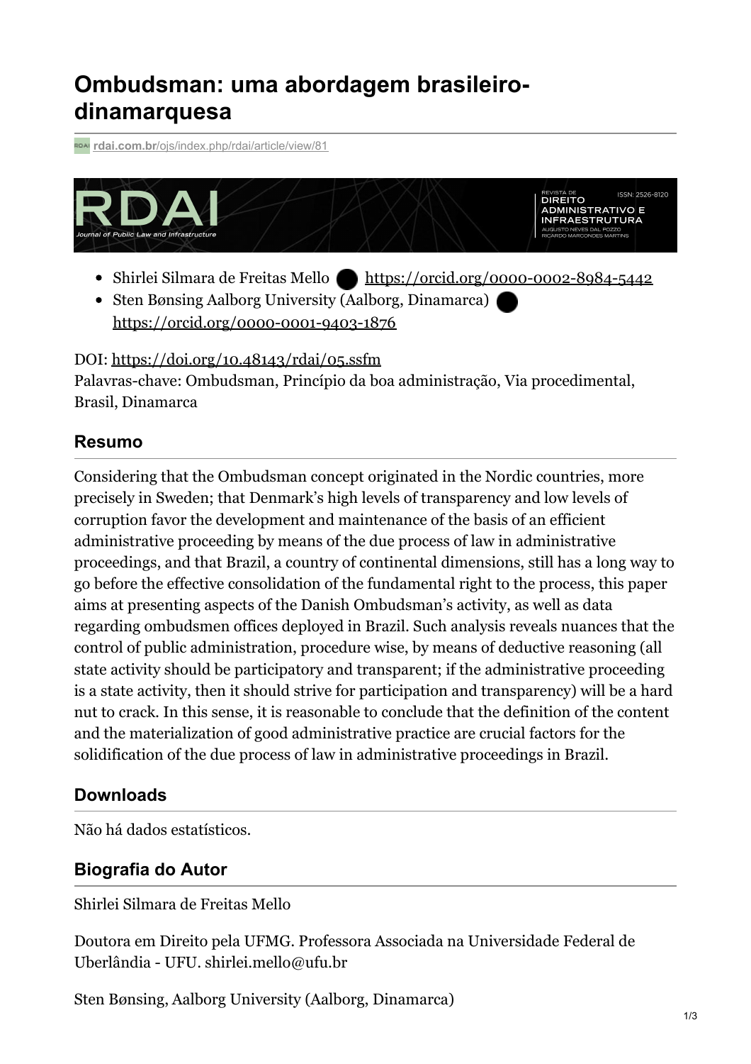# Ombudsman: uma abordagem brasileiro-dinamarquesa

rdai.com.br/ojs/index.php/rdai/article/view/81

- Shirlei Silmara de Freitas Mello https://orcid.org/0000-0002-8984-5442
- Sten Bønsing Aalborg University (Aalborg, Dinamarca) https://orcid.org/0000-0001-9403-1876

DOI: https://doi.org/10.48143/rdai/05.ssfm
Palavras-chave: Ombudsman, Princípio da boa administração, Via procedimental, Brasil, Dinamarca

## Resumo

Considering that the Ombudsman concept originated in the Nordic countries, more precisely in Sweden; that Denmark's high levels of transparency and low levels of corruption favor the development and maintenance of the basis of an efficient administrative proceeding by means of the due process of law in administrative proceedings, and that Brazil, a country of continental dimensions, still has a long way to go before the effective consolidation of the fundamental right to the process, this paper aims at presenting aspects of the Danish Ombudsman's activity, as well as data regarding ombudsmen offices deployed in Brazil. Such analysis reveals nuances that the control of public administration, procedure wise, by means of deductive reasoning (all state activity should be participatory and transparent; if the administrative proceeding is a state activity, then it should strive for participation and transparency) will be a hard nut to crack. In this sense, it is reasonable to conclude that the definition of the content and the materialization of good administrative practice are crucial factors for the solidification of the due process of law in administrative proceedings in Brazil.

## Downloads

Não há dados estatísticos.

## Biografia do Autor

Shirlei Silmara de Freitas Mello

Doutora em Direito pela UFMG. Professora Associada na Universidade Federal de Uberlândia - UFU. shirlei.mello@ufu.br

Sten Bønsing, Aalborg University (Aalborg, Dinamarca)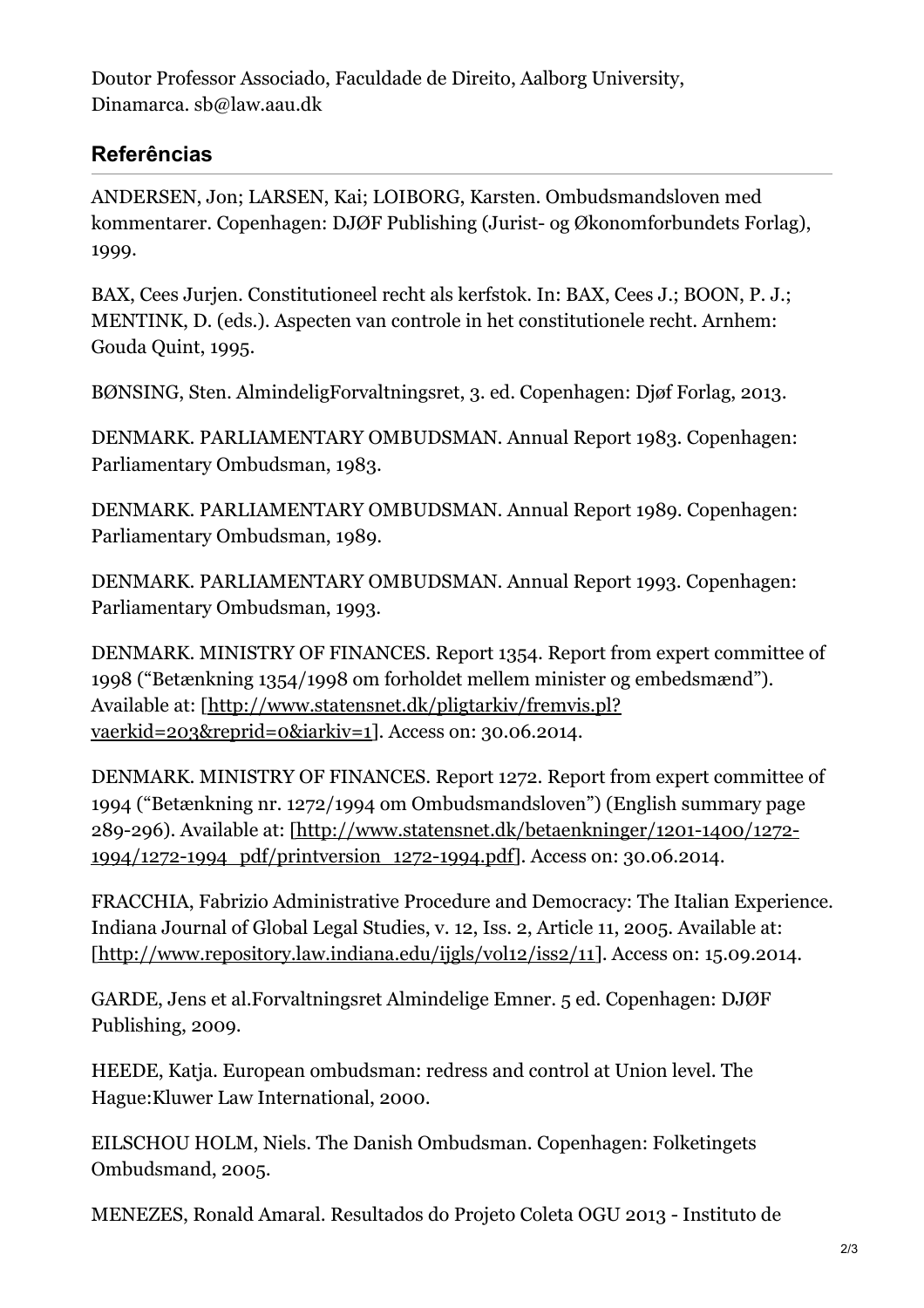Doutor Professor Associado, Faculdade de Direito, Aalborg University, Dinamarca. sb@law.aau.dk

## Referências

ANDERSEN, Jon; LARSEN, Kai; LOIBORG, Karsten. Ombudsmandsloven med kommentarer. Copenhagen: DJØF Publishing (Jurist- og Økonomforbundets Forlag), 1999.

BAX, Cees Jurjen. Constitutioneel recht als kerfstok. In: BAX, Cees J.; BOON, P. J.; MENTINK, D. (eds.). Aspecten van controle in het constitutionele recht. Arnhem: Gouda Quint, 1995.

BØNSING, Sten. AlmindeligForvaltningsret, 3. ed. Copenhagen: Djøf Forlag, 2013.

DENMARK. PARLIAMENTARY OMBUDSMAN. Annual Report 1983. Copenhagen: Parliamentary Ombudsman, 1983.

DENMARK. PARLIAMENTARY OMBUDSMAN. Annual Report 1989. Copenhagen: Parliamentary Ombudsman, 1989.

DENMARK. PARLIAMENTARY OMBUDSMAN. Annual Report 1993. Copenhagen: Parliamentary Ombudsman, 1993.

DENMARK. MINISTRY OF FINANCES. Report 1354. Report from expert committee of 1998 ("Betænkning 1354/1998 om forholdet mellem minister og embedsmænd"). Available at: [http://www.statensnet.dk/pligtarkiv/fremvis.pl?vaerkid=203&reprid=0&iarkiv=1]. Access on: 30.06.2014.

DENMARK. MINISTRY OF FINANCES. Report 1272. Report from expert committee of 1994 ("Betænkning nr. 1272/1994 om Ombudsmandsloven") (English summary page 289-296). Available at: [http://www.statensnet.dk/betaenkninger/1201-1400/1272-1994/1272-1994_pdf/printversion_1272-1994.pdf]. Access on: 30.06.2014.

FRACCHIA, Fabrizio Administrative Procedure and Democracy: The Italian Experience. Indiana Journal of Global Legal Studies, v. 12, Iss. 2, Article 11, 2005. Available at: [http://www.repository.law.indiana.edu/ijgls/vol12/iss2/11]. Access on: 15.09.2014.

GARDE, Jens et al.Forvaltningsret Almindelige Emner. 5 ed. Copenhagen: DJØF Publishing, 2009.

HEEDE, Katja. European ombudsman: redress and control at Union level. The Hague:Kluwer Law International, 2000.

EILSCHOU HOLM, Niels. The Danish Ombudsman. Copenhagen: Folketingets Ombudsmand, 2005.

MENEZES, Ronald Amaral. Resultados do Projeto Coleta OGU 2013 - Instituto de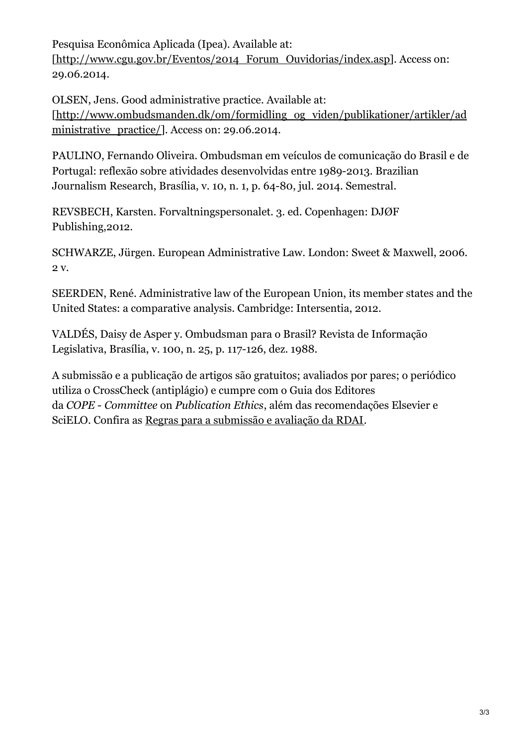Pesquisa Econômica Aplicada (Ipea). Available at: [http://www.cgu.gov.br/Eventos/2014_Forum_Ouvidorias/index.asp]. Access on: 29.06.2014.

OLSEN, Jens. Good administrative practice. Available at: [http://www.ombudsmanden.dk/om/formidling_og_viden/publikationer/artikler/administrative_practice/]. Access on: 29.06.2014.

PAULINO, Fernando Oliveira. Ombudsman em veículos de comunicação do Brasil e de Portugal: reflexão sobre atividades desenvolvidas entre 1989-2013. Brazilian Journalism Research, Brasília, v. 10, n. 1, p. 64-80, jul. 2014. Semestral.

REVSBECH, Karsten. Forvaltningspersonalet. 3. ed. Copenhagen: DJØF Publishing,2012.

SCHWARZE, Jürgen. European Administrative Law. London: Sweet & Maxwell, 2006. 2 v.

SEERDEN, René. Administrative law of the European Union, its member states and the United States: a comparative analysis. Cambridge: Intersentia, 2012.

VALDÉS, Daisy de Asper y. Ombudsman para o Brasil? Revista de Informação Legislativa, Brasília, v. 100, n. 25, p. 117-126, dez. 1988.

A submissão e a publicação de artigos são gratuitos; avaliados por pares; o periódico utiliza o CrossCheck (antiplágio) e cumpre com o Guia dos Editores da *COPE - Committee* on *Publication Ethics*, além das recomendações Elsevier e SciELO. Confira as Regras para a submissão e avaliação da RDAI.